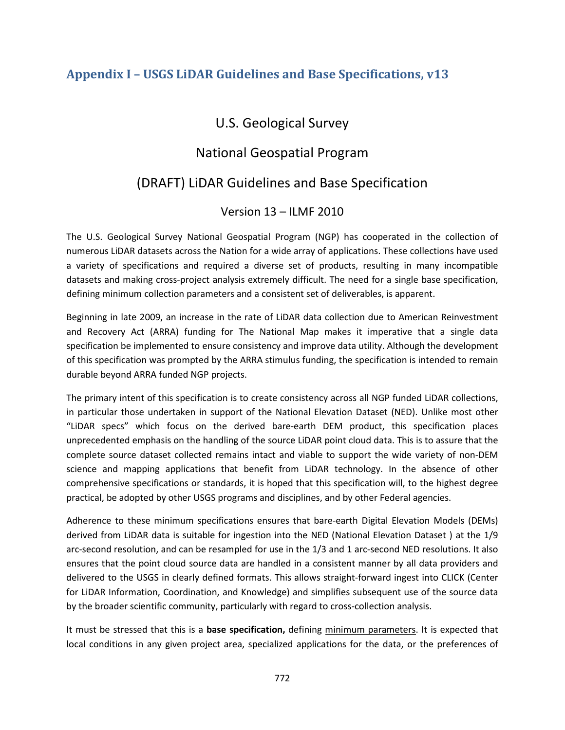## Appendix I – USGS LiDAR Guidelines and Base Specifications, v13

U.S. Geological Survey

National Geospatial Program

(DRAFT) LiDAR Guidelines and Base Specification

Version 13 – ILMF 2010

The U.S. Geological Survey National Geospatial Program (NGP) has cooperated in the collection of numerous LiDAR datasets across the Nation for a wide array of applications. These collections have used a variety of specifications and required a diverse set of products, resulting in many incompatible datasets and making cross-project analysis extremely difficult. The need for a single base specification, defining minimum collection parameters and a consistent set of deliverables, is apparent.

Beginning in late 2009, an increase in the rate of LiDAR data collection due to American Reinvestment and Recovery Act (ARRA) funding for The National Map makes it imperative that a single data specification be implemented to ensure consistency and improve data utility. Although the development of this specification was prompted by the ARRA stimulus funding, the specification is intended to remain durable beyond ARRA funded NGP projects.

The primary intent of this specification is to create consistency across all NGP funded LiDAR collections, in particular those undertaken in support of the National Elevation Dataset (NED). Unlike most other "LiDAR specs" which focus on the derived bare-earth DEM product, this specification places unprecedented emphasis on the handling of the source LiDAR point cloud data. This is to assure that the complete source dataset collected remains intact and viable to support the wide variety of non-DEM science and mapping applications that benefit from LiDAR technology. In the absence of other comprehensive specifications or standards, it is hoped that this specification will, to the highest degree practical, be adopted by other USGS programs and disciplines, and by other Federal agencies.

Adherence to these minimum specifications ensures that bare-earth Digital Elevation Models (DEMs) derived from LiDAR data is suitable for ingestion into the NED (National Elevation Dataset ) at the 1/9 arc-second resolution, and can be resampled for use in the 1/3 and 1 arc-second NED resolutions. It also ensures that the point cloud source data are handled in a consistent manner by all data providers and delivered to the USGS in clearly defined formats. This allows straight-forward ingest into CLICK (Center for LiDAR Information, Coordination, and Knowledge) and simplifies subsequent use of the source data by the broader scientific community, particularly with regard to cross-collection analysis.

It must be stressed that this is a **base specification,** defining minimum parameters. It is expected that local conditions in any given project area, specialized applications for the data, or the preferences of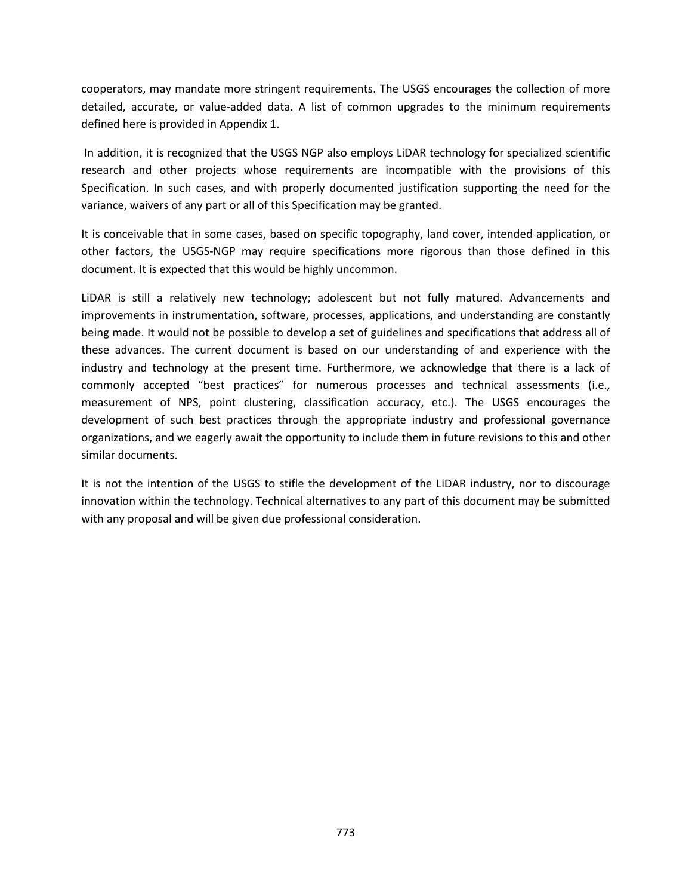cooperators, may mandate more stringent requirements. The USGS encourages the collection of more detailed, accurate, or value-added data. A list of common upgrades to the minimum requirements defined here is provided in Appendix 1.

In addition, it is recognized that the USGS NGP also employs LiDAR technology for specialized scientific research and other projects whose requirements are incompatible with the provisions of this Specification. In such cases, and with properly documented justification supporting the need for the variance, waivers of any part or all of this Specification may be granted.

It is conceivable that in some cases, based on specific topography, land cover, intended application, or other factors, the USGS-NGP may require specifications more rigorous than those defined in this document. It is expected that this would be highly uncommon.

LiDAR is still a relatively new technology; adolescent but not fully matured. Advancements and improvements in instrumentation, software, processes, applications, and understanding are constantly being made. It would not be possible to develop a set of guidelines and specifications that address all of these advances. The current document is based on our understanding of and experience with the industry and technology at the present time. Furthermore, we acknowledge that there is a lack of commonly accepted "best practices" for numerous processes and technical assessments (i.e., measurement of NPS, point clustering, classification accuracy, etc.). The USGS encourages the development of such best practices through the appropriate industry and professional governance organizations, and we eagerly await the opportunity to include them in future revisions to this and other similar documents.

It is not the intention of the USGS to stifle the development of the LiDAR industry, nor to discourage innovation within the technology. Technical alternatives to any part of this document may be submitted with any proposal and will be given due professional consideration.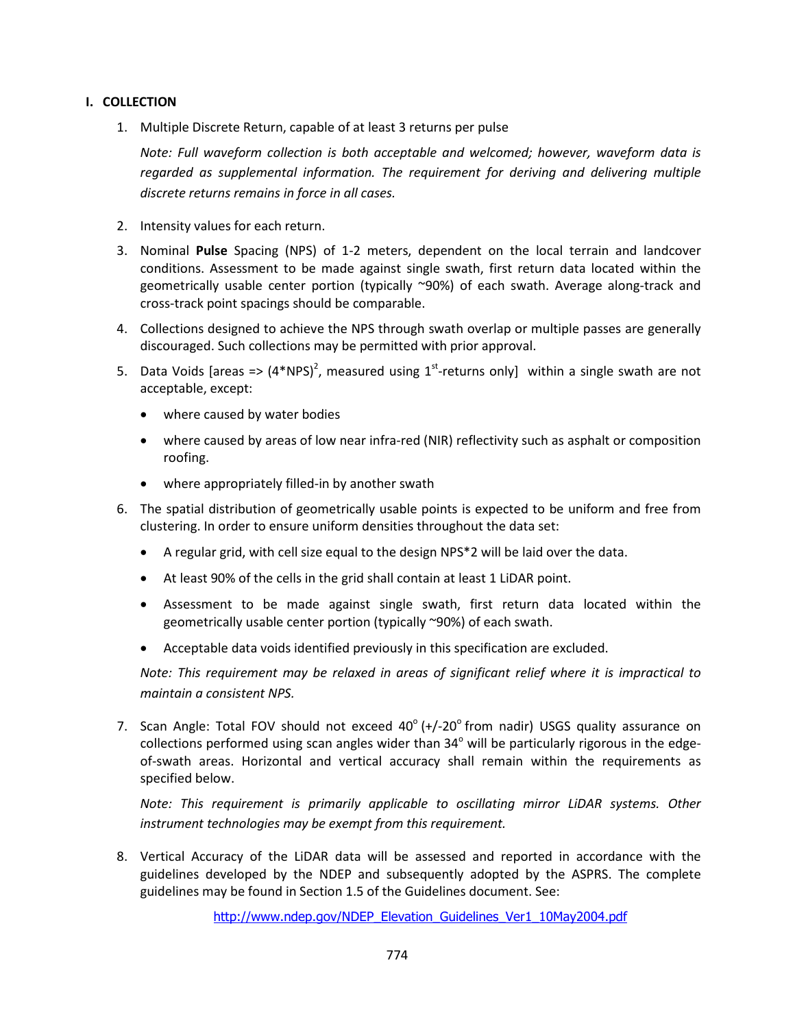## I. COLLECTION

1. Multiple Discrete Return, capable of at least 3 returns per pulse

   *Note: Full waveform collection is both acceptable and welcomed; however, waveform data is regarded as supplemental information. The requirement for deriving and delivering multiple discrete returns remains in force in all cases.*

2. Intensity values for each return.

3. Nominal **Pulse** Spacing (NPS) of 1-2 meters, dependent on the local terrain and landcover conditions. Assessment to be made against single swath, first return data located within the geometrically usable center portion (typically ~90%) of each swath. Average along-track and cross-track point spacings should be comparable.

4. Collections designed to achieve the NPS through swath overlap or multiple passes are generally discouraged. Such collections may be permitted with prior approval.

5. Data Voids [areas => $(4*NPS)^2$, measured using 1st-returns only] within a single swath are not acceptable, except:
   - where caused by water bodies
   - where caused by areas of low near infra-red (NIR) reflectivity such as asphalt or composition roofing.
   - where appropriately filled-in by another swath

6. The spatial distribution of geometrically usable points is expected to be uniform and free from clustering. In order to ensure uniform densities throughout the data set:
   - A regular grid, with cell size equal to the design NPS*2 will be laid over the data.
   - At least 90% of the cells in the grid shall contain at least 1 LiDAR point.
   - Assessment to be made against single swath, first return data located within the geometrically usable center portion (typically ~90%) of each swath.
   - Acceptable data voids identified previously in this specification are excluded.

   *Note: This requirement may be relaxed in areas of significant relief where it is impractical to maintain a consistent NPS.*

7. Scan Angle: Total FOV should not exceed 40° (+/-20° from nadir) USGS quality assurance on collections performed using scan angles wider than 34° will be particularly rigorous in the edge-of-swath areas. Horizontal and vertical accuracy shall remain within the requirements as specified below.

   *Note: This requirement is primarily applicable to oscillating mirror LiDAR systems. Other instrument technologies may be exempt from this requirement.*

8. Vertical Accuracy of the LiDAR data will be assessed and reported in accordance with the guidelines developed by the NDEP and subsequently adopted by the ASPRS. The complete guidelines may be found in Section 1.5 of the Guidelines document. See:

   http://www.ndep.gov/NDEP_Elevation_Guidelines_Ver1_10May2004.pdf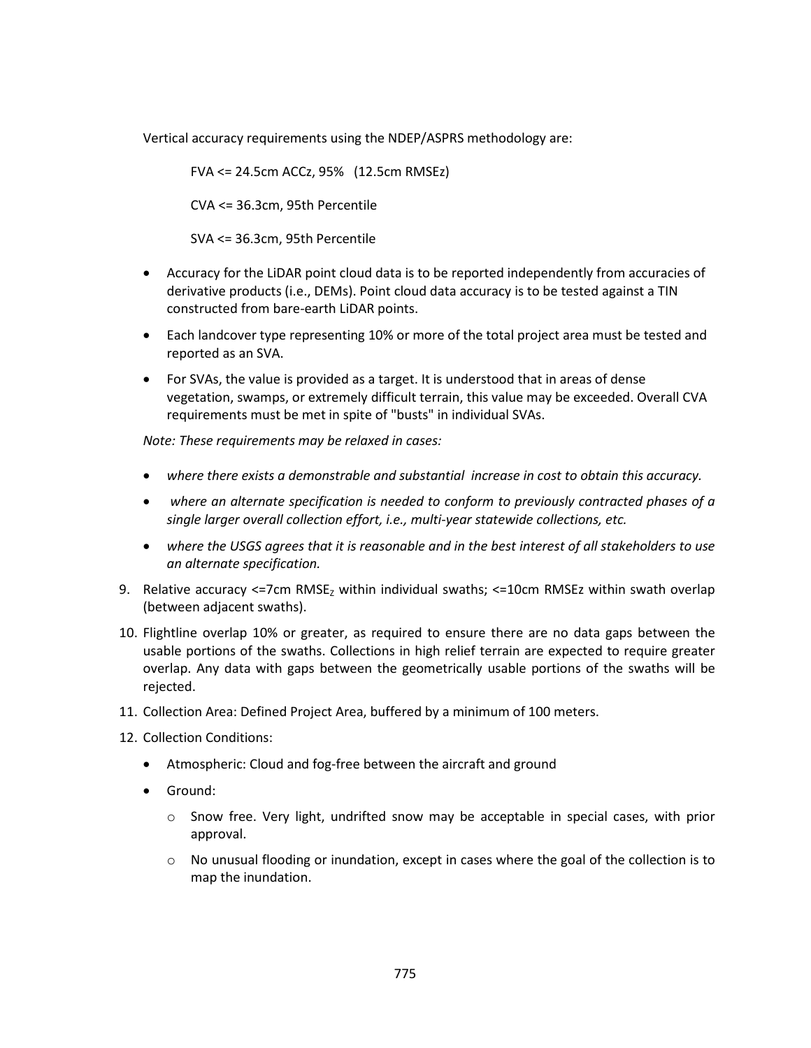Vertical accuracy requirements using the NDEP/ASPRS methodology are:

FVA <= 24.5cm ACCz, 95%   (12.5cm RMSEz)

CVA <= 36.3cm, 95th Percentile

SVA <= 36.3cm, 95th Percentile

- Accuracy for the LiDAR point cloud data is to be reported independently from accuracies of derivative products (i.e., DEMs). Point cloud data accuracy is to be tested against a TIN constructed from bare-earth LiDAR points.
- Each landcover type representing 10% or more of the total project area must be tested and reported as an SVA.
- For SVAs, the value is provided as a target. It is understood that in areas of dense vegetation, swamps, or extremely difficult terrain, this value may be exceeded. Overall CVA requirements must be met in spite of "busts" in individual SVAs.

*Note: These requirements may be relaxed in cases:*

- *where there exists a demonstrable and substantial increase in cost to obtain this accuracy.*
- *where an alternate specification is needed to conform to previously contracted phases of a single larger overall collection effort, i.e., multi-year statewide collections, etc.*
- *where the USGS agrees that it is reasonable and in the best interest of all stakeholders to use an alternate specification.*

9. Relative accuracy <=7cm $RMSE_Z$ within individual swaths; <=10cm RMSEz within swath overlap (between adjacent swaths).
10. Flightline overlap 10% or greater, as required to ensure there are no data gaps between the usable portions of the swaths. Collections in high relief terrain are expected to require greater overlap. Any data with gaps between the geometrically usable portions of the swaths will be rejected.
11. Collection Area: Defined Project Area, buffered by a minimum of 100 meters.
12. Collection Conditions:
    - Atmospheric: Cloud and fog-free between the aircraft and ground
    - Ground:
        - Snow free. Very light, undrifted snow may be acceptable in special cases, with prior approval.
        - No unusual flooding or inundation, except in cases where the goal of the collection is to map the inundation.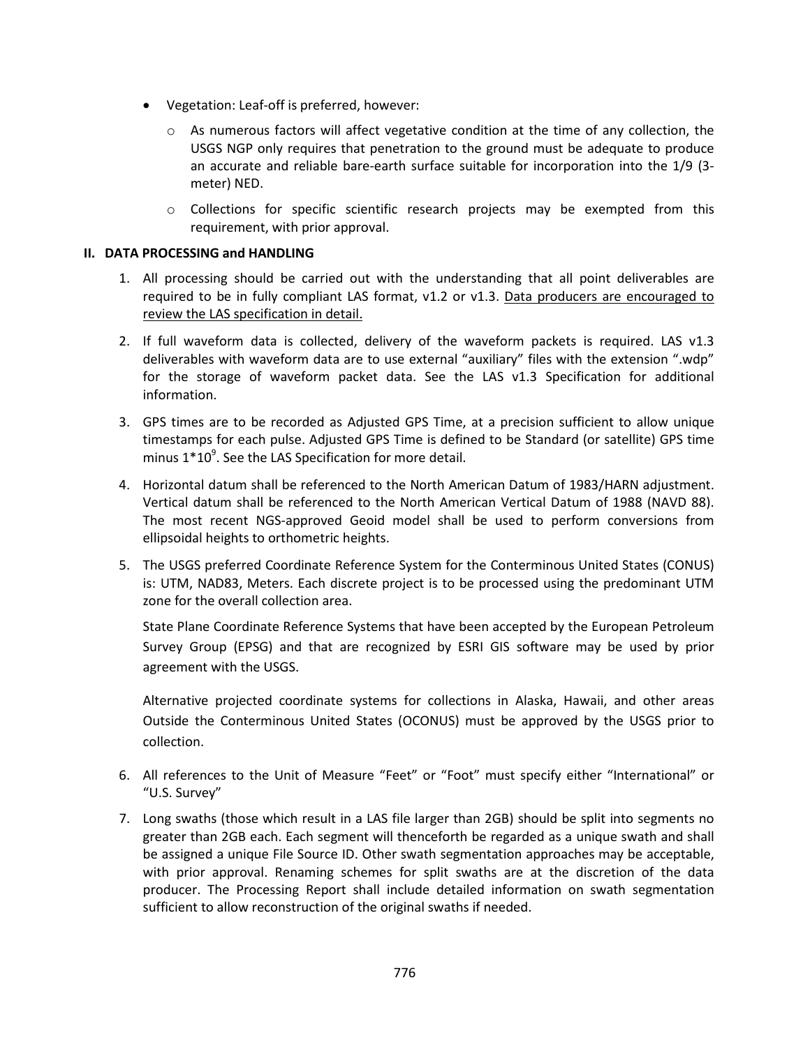- Vegetation: Leaf-off is preferred, however:
    - As numerous factors will affect vegetative condition at the time of any collection, the USGS NGP only requires that penetration to the ground must be adequate to produce an accurate and reliable bare-earth surface suitable for incorporation into the 1/9 (3-meter) NED.
    - Collections for specific scientific research projects may be exempted from this requirement, with prior approval.

**II. DATA PROCESSING and HANDLING**

1. All processing should be carried out with the understanding that all point deliverables are required to be in fully compliant LAS format, v1.2 or v1.3. <u>Data producers are encouraged to review the LAS specification in detail.</u>

2. If full waveform data is collected, delivery of the waveform packets is required. LAS v1.3 deliverables with waveform data are to use external "auxiliary" files with the extension ".wdp" for the storage of waveform packet data. See the LAS v1.3 Specification for additional information.

3. GPS times are to be recorded as Adjusted GPS Time, at a precision sufficient to allow unique timestamps for each pulse. Adjusted GPS Time is defined to be Standard (or satellite) GPS time minus $1*10^9$. See the LAS Specification for more detail.

4. Horizontal datum shall be referenced to the North American Datum of 1983/HARN adjustment. Vertical datum shall be referenced to the North American Vertical Datum of 1988 (NAVD 88). The most recent NGS-approved Geoid model shall be used to perform conversions from ellipsoidal heights to orthometric heights.

5. The USGS preferred Coordinate Reference System for the Conterminous United States (CONUS) is: UTM, NAD83, Meters. Each discrete project is to be processed using the predominant UTM zone for the overall collection area.

   State Plane Coordinate Reference Systems that have been accepted by the European Petroleum Survey Group (EPSG) and that are recognized by ESRI GIS software may be used by prior agreement with the USGS.

   Alternative projected coordinate systems for collections in Alaska, Hawaii, and other areas Outside the Conterminous United States (OCONUS) must be approved by the USGS prior to collection.

6. All references to the Unit of Measure "Feet" or "Foot" must specify either "International" or "U.S. Survey"

7. Long swaths (those which result in a LAS file larger than 2GB) should be split into segments no greater than 2GB each. Each segment will thenceforth be regarded as a unique swath and shall be assigned a unique File Source ID. Other swath segmentation approaches may be acceptable, with prior approval. Renaming schemes for split swaths are at the discretion of the data producer. The Processing Report shall include detailed information on swath segmentation sufficient to allow reconstruction of the original swaths if needed.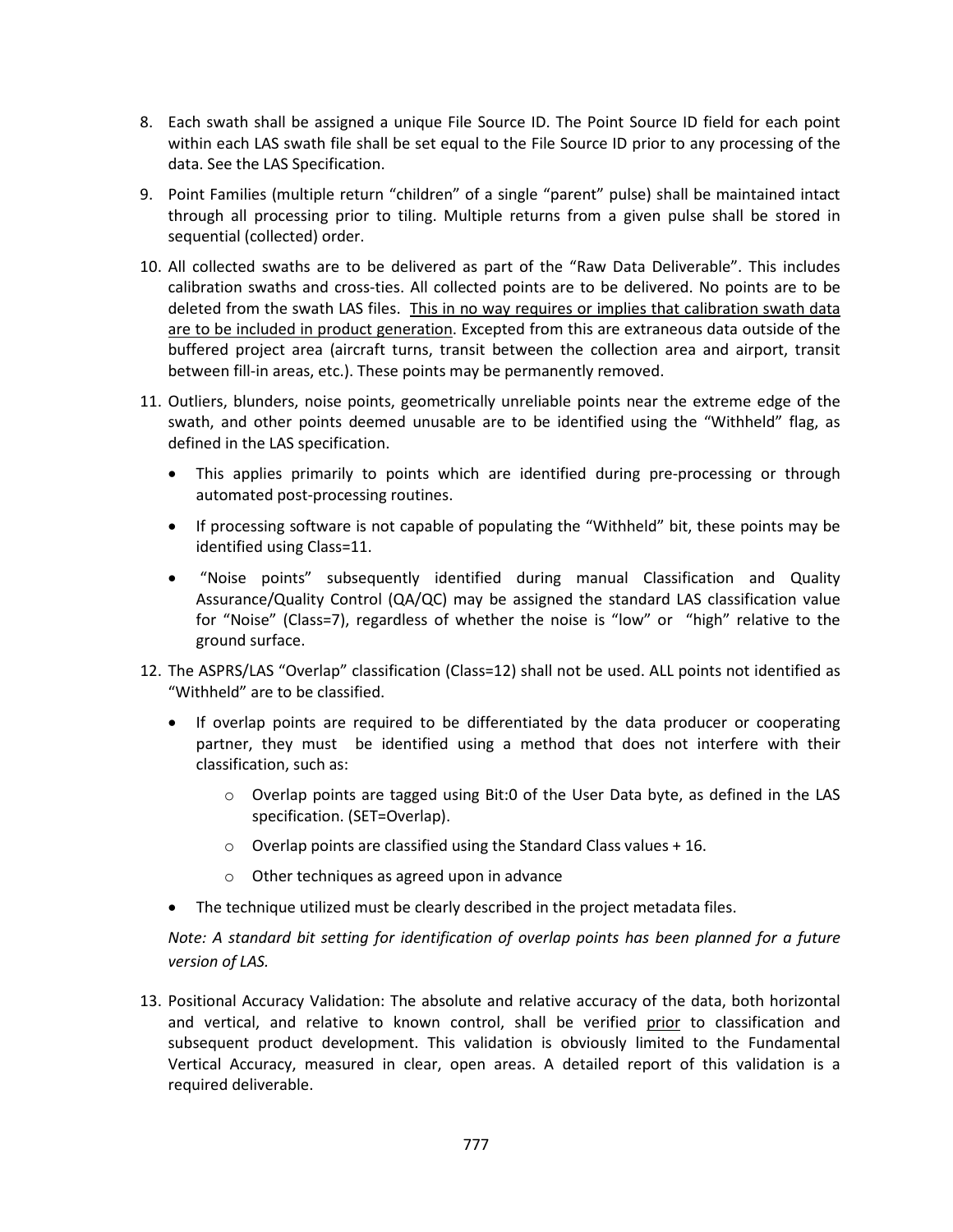8. Each swath shall be assigned a unique File Source ID. The Point Source ID field for each point within each LAS swath file shall be set equal to the File Source ID prior to any processing of the data. See the LAS Specification.

9. Point Families (multiple return "children" of a single "parent" pulse) shall be maintained intact through all processing prior to tiling. Multiple returns from a given pulse shall be stored in sequential (collected) order.

10. All collected swaths are to be delivered as part of the "Raw Data Deliverable". This includes calibration swaths and cross-ties. All collected points are to be delivered. No points are to be deleted from the swath LAS files. <u>This in no way requires or implies that calibration swath data are to be included in product generation</u>. Excepted from this are extraneous data outside of the buffered project area (aircraft turns, transit between the collection area and airport, transit between fill-in areas, etc.). These points may be permanently removed.

11. Outliers, blunders, noise points, geometrically unreliable points near the extreme edge of the swath, and other points deemed unusable are to be identified using the "Withheld" flag, as defined in the LAS specification.
    - This applies primarily to points which are identified during pre-processing or through automated post-processing routines.
    - If processing software is not capable of populating the "Withheld" bit, these points may be identified using Class=11.
    - "Noise points" subsequently identified during manual Classification and Quality Assurance/Quality Control (QA/QC) may be assigned the standard LAS classification value for "Noise" (Class=7), regardless of whether the noise is "low" or "high" relative to the ground surface.

12. The ASPRS/LAS "Overlap" classification (Class=12) shall not be used. ALL points not identified as "Withheld" are to be classified.
    - If overlap points are required to be differentiated by the data producer or cooperating partner, they must be identified using a method that does not interfere with their classification, such as:
        - Overlap points are tagged using Bit:0 of the User Data byte, as defined in the LAS specification. (SET=Overlap).
        - Overlap points are classified using the Standard Class values + 16.
        - Other techniques as agreed upon in advance
    - The technique utilized must be clearly described in the project metadata files.

    *Note: A standard bit setting for identification of overlap points has been planned for a future version of LAS.*

13. Positional Accuracy Validation: The absolute and relative accuracy of the data, both horizontal and vertical, and relative to known control, shall be verified <u>prior</u> to classification and subsequent product development. This validation is obviously limited to the Fundamental Vertical Accuracy, measured in clear, open areas. A detailed report of this validation is a required deliverable.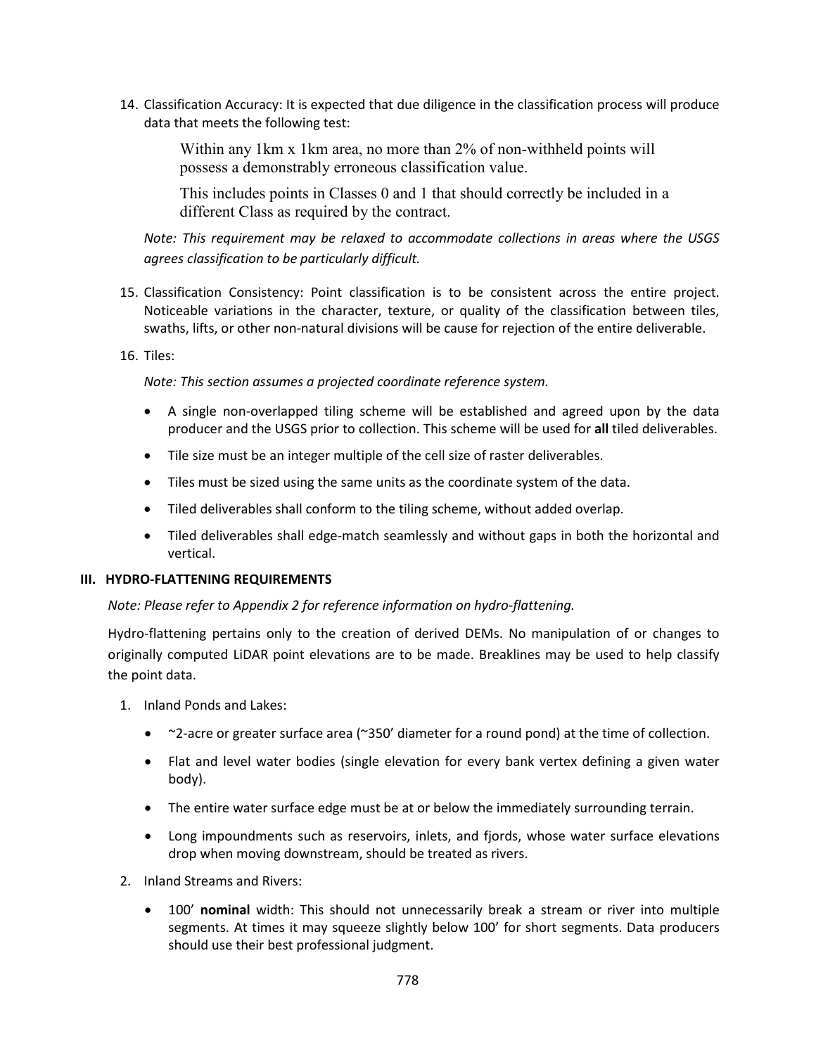14. Classification Accuracy: It is expected that due diligence in the classification process will produce data that meets the following test:

    > Within any 1km x 1km area, no more than 2% of non-withheld points will possess a demonstrably erroneous classification value.
    >
    > This includes points in Classes 0 and 1 that should correctly be included in a different Class as required by the contract.

    *Note: This requirement may be relaxed to accommodate collections in areas where the USGS agrees classification to be particularly difficult.*

15. Classification Consistency: Point classification is to be consistent across the entire project. Noticeable variations in the character, texture, or quality of the classification between tiles, swaths, lifts, or other non-natural divisions will be cause for rejection of the entire deliverable.

16. Tiles:

    *Note: This section assumes a projected coordinate reference system.*

    - A single non-overlapped tiling scheme will be established and agreed upon by the data producer and the USGS prior to collection. This scheme will be used for **all** tiled deliverables.
    - Tile size must be an integer multiple of the cell size of raster deliverables.
    - Tiles must be sized using the same units as the coordinate system of the data.
    - Tiled deliverables shall conform to the tiling scheme, without added overlap.
    - Tiled deliverables shall edge-match seamlessly and without gaps in both the horizontal and vertical.

## III. HYDRO-FLATTENING REQUIREMENTS

*Note: Please refer to Appendix 2 for reference information on hydro-flattening.*

Hydro-flattening pertains only to the creation of derived DEMs. No manipulation of or changes to originally computed LiDAR point elevations are to be made. Breaklines may be used to help classify the point data.

1. Inland Ponds and Lakes:
    - ~2-acre or greater surface area (~350' diameter for a round pond) at the time of collection.
    - Flat and level water bodies (single elevation for every bank vertex defining a given water body).
    - The entire water surface edge must be at or below the immediately surrounding terrain.
    - Long impoundments such as reservoirs, inlets, and fjords, whose water surface elevations drop when moving downstream, should be treated as rivers.
2. Inland Streams and Rivers:
    - 100' **nominal** width: This should not unnecessarily break a stream or river into multiple segments. At times it may squeeze slightly below 100' for short segments. Data producers should use their best professional judgment.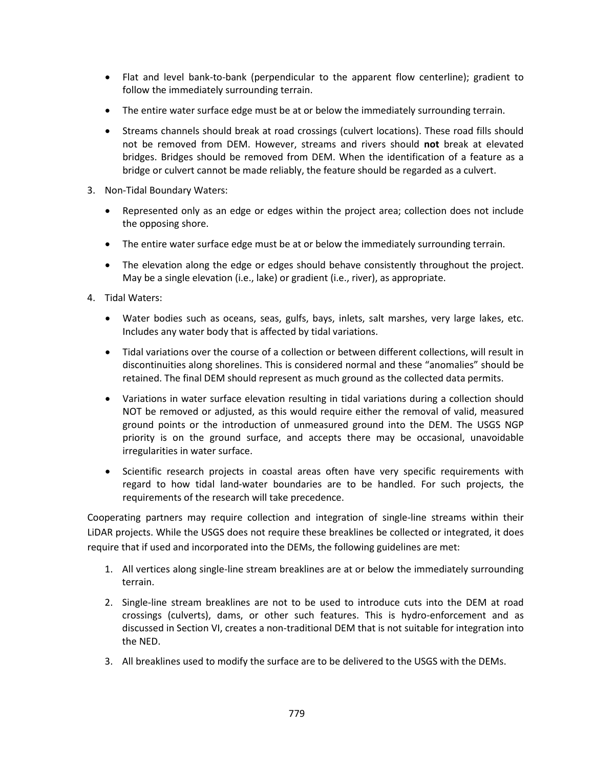- Flat and level bank-to-bank (perpendicular to the apparent flow centerline); gradient to follow the immediately surrounding terrain.
- The entire water surface edge must be at or below the immediately surrounding terrain.
- Streams channels should break at road crossings (culvert locations). These road fills should not be removed from DEM. However, streams and rivers should **not** break at elevated bridges. Bridges should be removed from DEM. When the identification of a feature as a bridge or culvert cannot be made reliably, the feature should be regarded as a culvert.

3. Non-Tidal Boundary Waters:
   - Represented only as an edge or edges within the project area; collection does not include the opposing shore.
   - The entire water surface edge must be at or below the immediately surrounding terrain.
   - The elevation along the edge or edges should behave consistently throughout the project. May be a single elevation (i.e., lake) or gradient (i.e., river), as appropriate.
4. Tidal Waters:
   - Water bodies such as oceans, seas, gulfs, bays, inlets, salt marshes, very large lakes, etc. Includes any water body that is affected by tidal variations.
   - Tidal variations over the course of a collection or between different collections, will result in discontinuities along shorelines. This is considered normal and these "anomalies" should be retained. The final DEM should represent as much ground as the collected data permits.
   - Variations in water surface elevation resulting in tidal variations during a collection should NOT be removed or adjusted, as this would require either the removal of valid, measured ground points or the introduction of unmeasured ground into the DEM. The USGS NGP priority is on the ground surface, and accepts there may be occasional, unavoidable irregularities in water surface.
   - Scientific research projects in coastal areas often have very specific requirements with regard to how tidal land-water boundaries are to be handled. For such projects, the requirements of the research will take precedence.

Cooperating partners may require collection and integration of single-line streams within their LiDAR projects. While the USGS does not require these breaklines be collected or integrated, it does require that if used and incorporated into the DEMs, the following guidelines are met:

1. All vertices along single-line stream breaklines are at or below the immediately surrounding terrain.
2. Single-line stream breaklines are not to be used to introduce cuts into the DEM at road crossings (culverts), dams, or other such features. This is hydro-enforcement and as discussed in Section VI, creates a non-traditional DEM that is not suitable for integration into the NED.
3. All breaklines used to modify the surface are to be delivered to the USGS with the DEMs.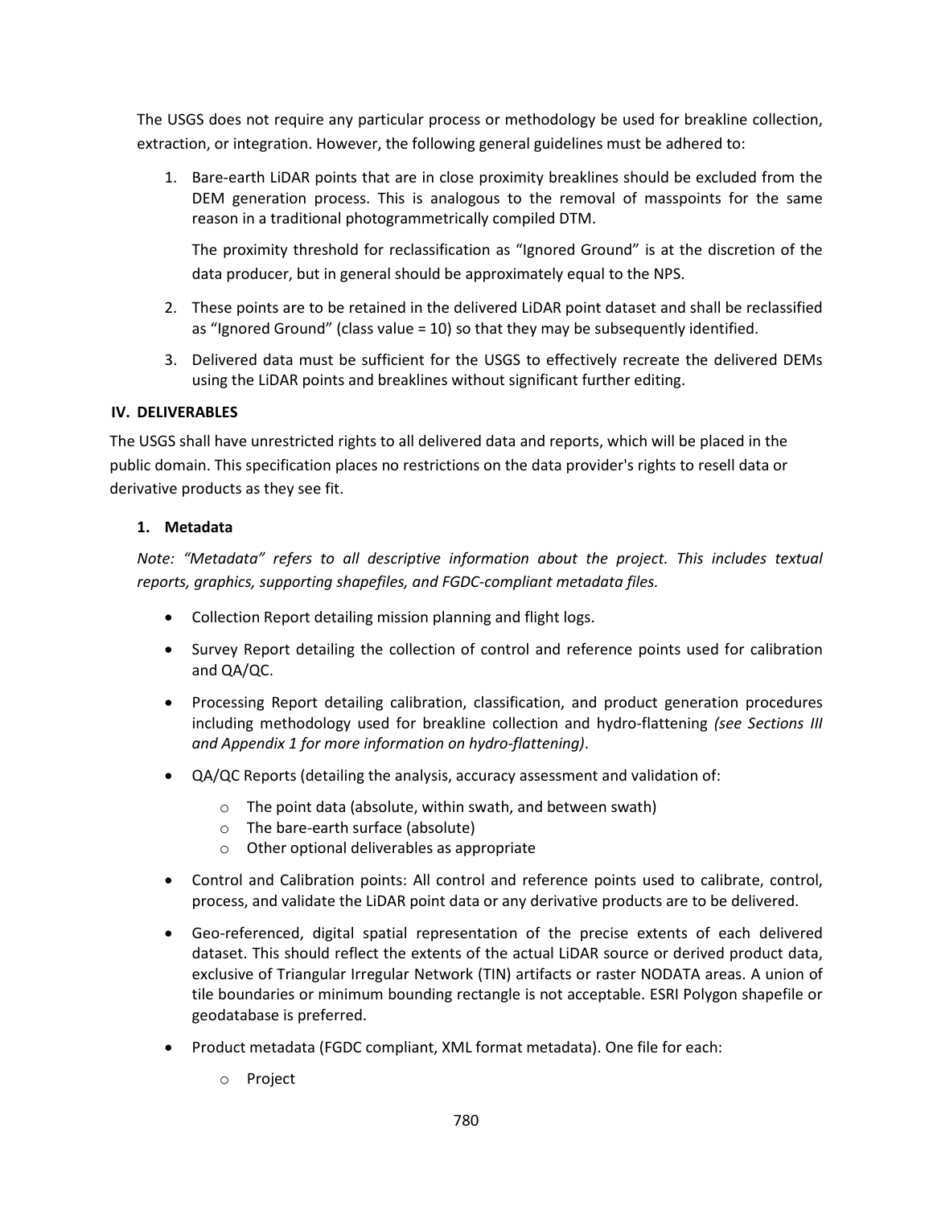The USGS does not require any particular process or methodology be used for breakline collection, extraction, or integration. However, the following general guidelines must be adhered to:

1. Bare-earth LiDAR points that are in close proximity breaklines should be excluded from the DEM generation process. This is analogous to the removal of masspoints for the same reason in a traditional photogrammetrically compiled DTM.

   The proximity threshold for reclassification as "Ignored Ground" is at the discretion of the data producer, but in general should be approximately equal to the NPS.

2. These points are to be retained in the delivered LiDAR point dataset and shall be reclassified as "Ignored Ground" (class value = 10) so that they may be subsequently identified.

3. Delivered data must be sufficient for the USGS to effectively recreate the delivered DEMs using the LiDAR points and breaklines without significant further editing.

## IV. DELIVERABLES

The USGS shall have unrestricted rights to all delivered data and reports, which will be placed in the public domain. This specification places no restrictions on the data provider's rights to resell data or derivative products as they see fit.

### 1. Metadata

*Note: "Metadata" refers to all descriptive information about the project. This includes textual reports, graphics, supporting shapefiles, and FGDC-compliant metadata files.*

- Collection Report detailing mission planning and flight logs.
- Survey Report detailing the collection of control and reference points used for calibration and QA/QC.
- Processing Report detailing calibration, classification, and product generation procedures including methodology used for breakline collection and hydro-flattening *(see Sections III and Appendix 1 for more information on hydro-flattening)*.
- QA/QC Reports (detailing the analysis, accuracy assessment and validation of:
  - The point data (absolute, within swath, and between swath)
  - The bare-earth surface (absolute)
  - Other optional deliverables as appropriate
- Control and Calibration points: All control and reference points used to calibrate, control, process, and validate the LiDAR point data or any derivative products are to be delivered.
- Geo-referenced, digital spatial representation of the precise extents of each delivered dataset. This should reflect the extents of the actual LiDAR source or derived product data, exclusive of Triangular Irregular Network (TIN) artifacts or raster NODATA areas. A union of tile boundaries or minimum bounding rectangle is not acceptable. ESRI Polygon shapefile or geodatabase is preferred.
- Product metadata (FGDC compliant, XML format metadata). One file for each:
  - Project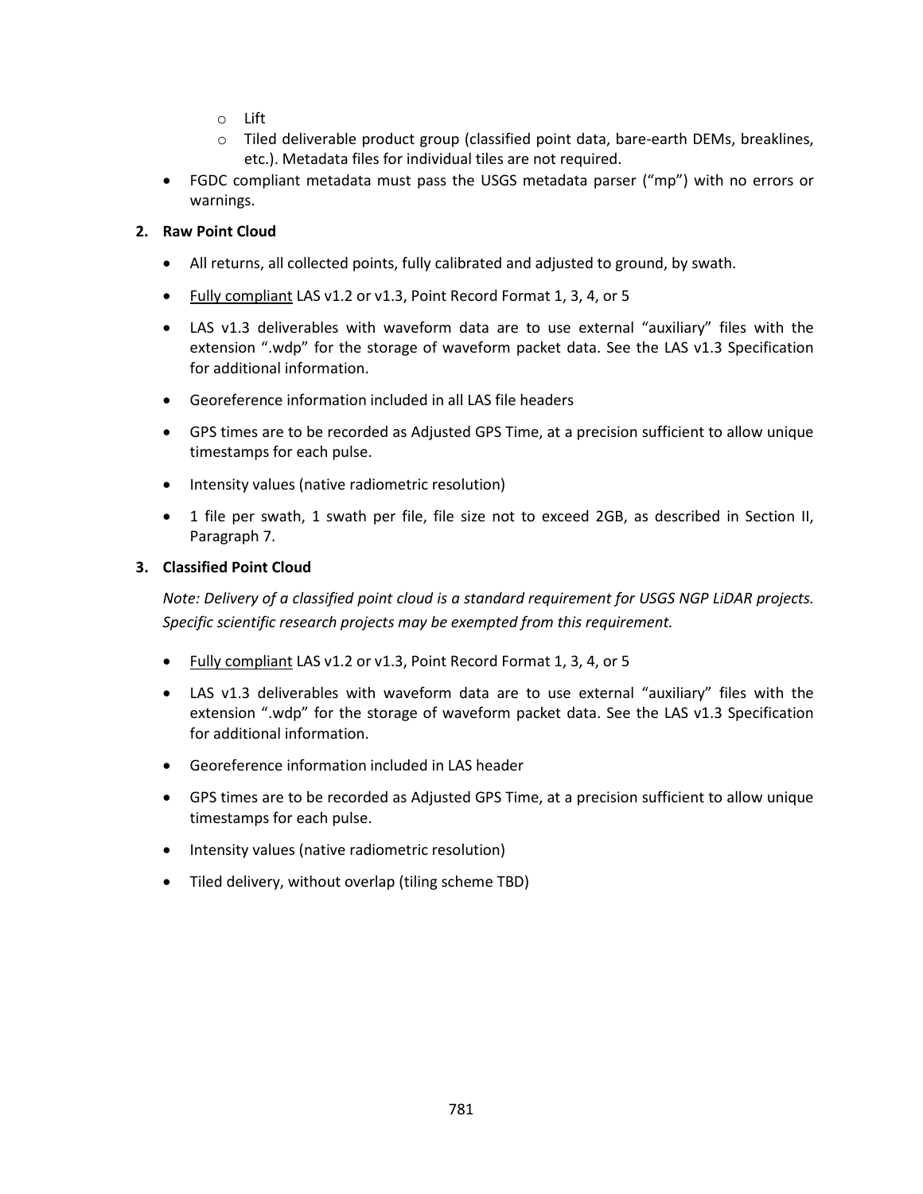- Lift
  - Tiled deliverable product group (classified point data, bare-earth DEMs, breaklines, etc.). Metadata files for individual tiles are not required.
- FGDC compliant metadata must pass the USGS metadata parser ("mp") with no errors or warnings.

**2. Raw Point Cloud**

- All returns, all collected points, fully calibrated and adjusted to ground, by swath.
- <u>Fully compliant</u> LAS v1.2 or v1.3, Point Record Format 1, 3, 4, or 5
- LAS v1.3 deliverables with waveform data are to use external "auxiliary" files with the extension ".wdp" for the storage of waveform packet data. See the LAS v1.3 Specification for additional information.
- Georeference information included in all LAS file headers
- GPS times are to be recorded as Adjusted GPS Time, at a precision sufficient to allow unique timestamps for each pulse.
- Intensity values (native radiometric resolution)
- 1 file per swath, 1 swath per file, file size not to exceed 2GB, as described in Section II, Paragraph 7.

**3. Classified Point Cloud**

*Note: Delivery of a classified point cloud is a standard requirement for USGS NGP LiDAR projects. Specific scientific research projects may be exempted from this requirement.*

- <u>Fully compliant</u> LAS v1.2 or v1.3, Point Record Format 1, 3, 4, or 5
- LAS v1.3 deliverables with waveform data are to use external "auxiliary" files with the extension ".wdp" for the storage of waveform packet data. See the LAS v1.3 Specification for additional information.
- Georeference information included in LAS header
- GPS times are to be recorded as Adjusted GPS Time, at a precision sufficient to allow unique timestamps for each pulse.
- Intensity values (native radiometric resolution)
- Tiled delivery, without overlap (tiling scheme TBD)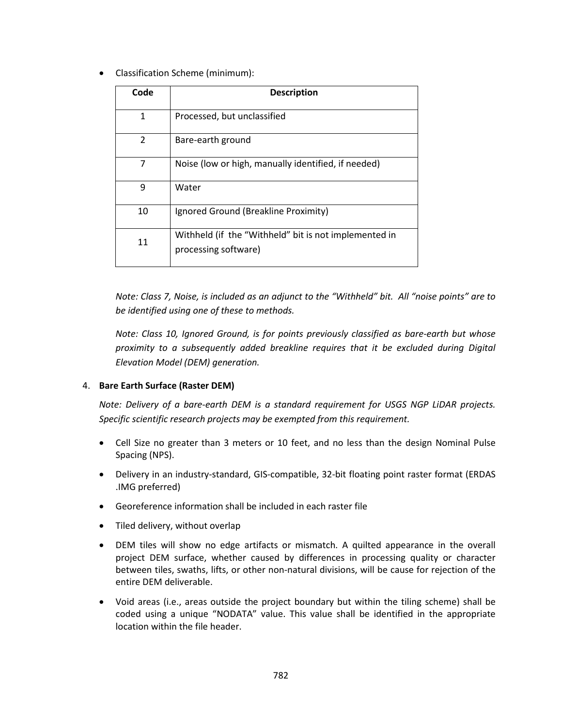- Classification Scheme (minimum):

| Code | Description |
|---|---|
| 1 | Processed, but unclassified |
| 2 | Bare-earth ground |
| 7 | Noise (low or high, manually identified, if needed) |
| 9 | Water |
| 10 | Ignored Ground (Breakline Proximity) |
| 11 | Withheld (if the "Withheld" bit is not implemented in processing software) |

*Note: Class 7, Noise, is included as an adjunct to the "Withheld" bit. All "noise points" are to be identified using one of these to methods.*

*Note: Class 10, Ignored Ground, is for points previously classified as bare-earth but whose proximity to a subsequently added breakline requires that it be excluded during Digital Elevation Model (DEM) generation.*

4. **Bare Earth Surface (Raster DEM)**

   *Note: Delivery of a bare-earth DEM is a standard requirement for USGS NGP LiDAR projects. Specific scientific research projects may be exempted from this requirement.*

   - Cell Size no greater than 3 meters or 10 feet, and no less than the design Nominal Pulse Spacing (NPS).
   - Delivery in an industry-standard, GIS-compatible, 32-bit floating point raster format (ERDAS .IMG preferred)
   - Georeference information shall be included in each raster file
   - Tiled delivery, without overlap
   - DEM tiles will show no edge artifacts or mismatch. A quilted appearance in the overall project DEM surface, whether caused by differences in processing quality or character between tiles, swaths, lifts, or other non-natural divisions, will be cause for rejection of the entire DEM deliverable.
   - Void areas (i.e., areas outside the project boundary but within the tiling scheme) shall be coded using a unique "NODATA" value. This value shall be identified in the appropriate location within the file header.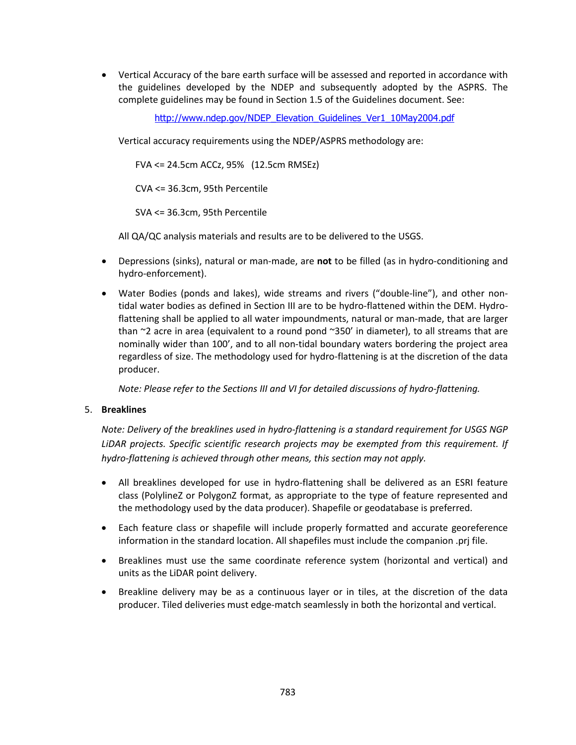- Vertical Accuracy of the bare earth surface will be assessed and reported in accordance with the guidelines developed by the NDEP and subsequently adopted by the ASPRS. The complete guidelines may be found in Section 1.5 of the Guidelines document. See:

  http://www.ndep.gov/NDEP_Elevation_Guidelines_Ver1_10May2004.pdf

  Vertical accuracy requirements using the NDEP/ASPRS methodology are:

  FVA <= 24.5cm ACCz, 95% (12.5cm RMSEz)

  CVA <= 36.3cm, 95th Percentile

  SVA <= 36.3cm, 95th Percentile

  All QA/QC analysis materials and results are to be delivered to the USGS.

- Depressions (sinks), natural or man-made, are **not** to be filled (as in hydro-conditioning and hydro-enforcement).

- Water Bodies (ponds and lakes), wide streams and rivers ("double-line"), and other non-tidal water bodies as defined in Section III are to be hydro-flattened within the DEM. Hydro-flattening shall be applied to all water impoundments, natural or man-made, that are larger than ~2 acre in area (equivalent to a round pond ~350' in diameter), to all streams that are nominally wider than 100', and to all non-tidal boundary waters bordering the project area regardless of size. The methodology used for hydro-flattening is at the discretion of the data producer.

  *Note: Please refer to the Sections III and VI for detailed discussions of hydro-flattening.*

5. **Breaklines**

   *Note: Delivery of the breaklines used in hydro-flattening is a standard requirement for USGS NGP LiDAR projects. Specific scientific research projects may be exempted from this requirement. If hydro-flattening is achieved through other means, this section may not apply.*

   - All breaklines developed for use in hydro-flattening shall be delivered as an ESRI feature class (PolylineZ or PolygonZ format, as appropriate to the type of feature represented and the methodology used by the data producer). Shapefile or geodatabase is preferred.
   - Each feature class or shapefile will include properly formatted and accurate georeference information in the standard location. All shapefiles must include the companion .prj file.
   - Breaklines must use the same coordinate reference system (horizontal and vertical) and units as the LiDAR point delivery.
   - Breakline delivery may be as a continuous layer or in tiles, at the discretion of the data producer. Tiled deliveries must edge-match seamlessly in both the horizontal and vertical.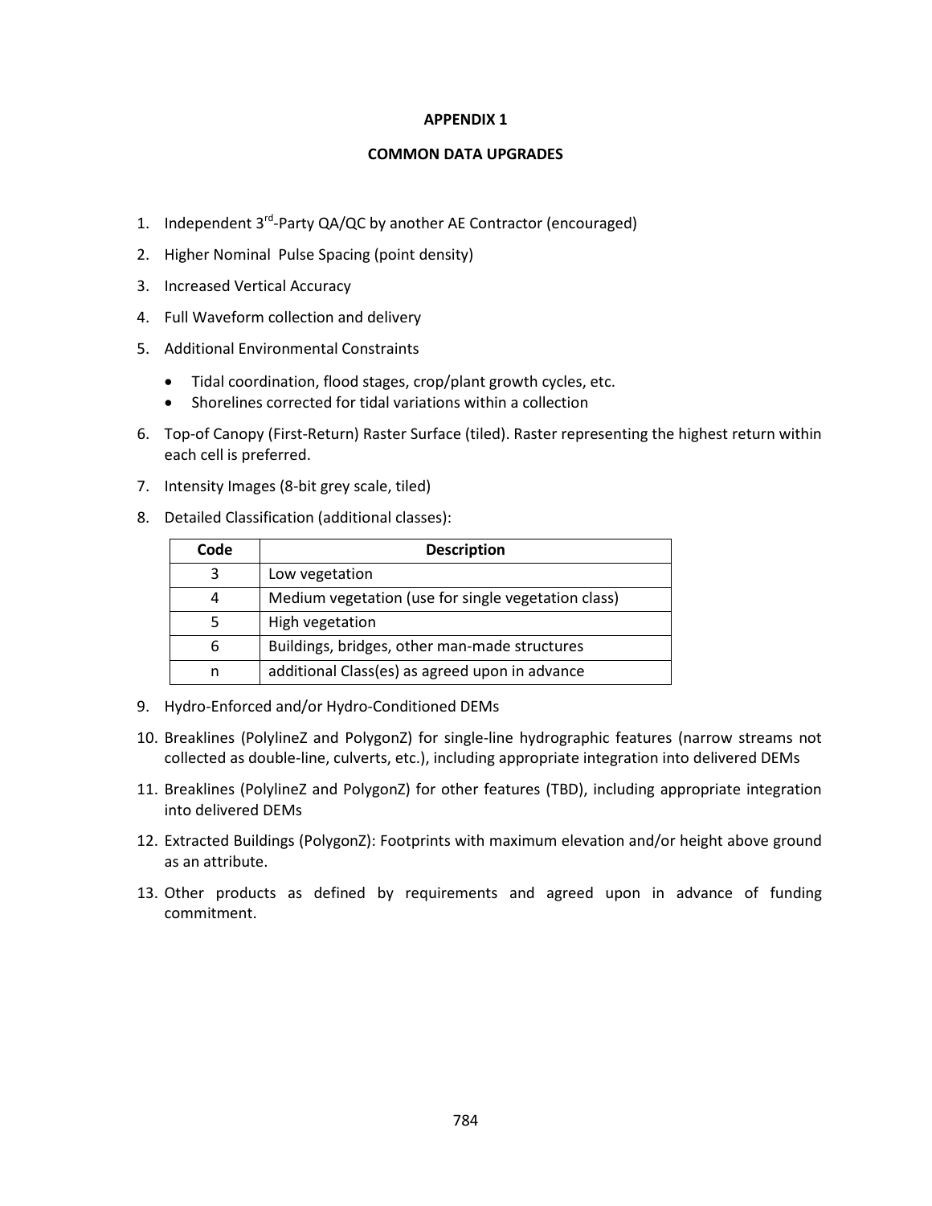# APPENDIX 1

## COMMON DATA UPGRADES

1. Independent 3rd-Party QA/QC by another AE Contractor (encouraged)
2. Higher Nominal Pulse Spacing (point density)
3. Increased Vertical Accuracy
4. Full Waveform collection and delivery
5. Additional Environmental Constraints
   - Tidal coordination, flood stages, crop/plant growth cycles, etc.
   - Shorelines corrected for tidal variations within a collection
6. Top-of Canopy (First-Return) Raster Surface (tiled). Raster representing the highest return within each cell is preferred.
7. Intensity Images (8-bit grey scale, tiled)
8. Detailed Classification (additional classes):

| Code | Description |
| --- | --- |
| 3 | Low vegetation |
| 4 | Medium vegetation (use for single vegetation class) |
| 5 | High vegetation |
| 6 | Buildings, bridges, other man-made structures |
| n | additional Class(es) as agreed upon in advance |

9. Hydro-Enforced and/or Hydro-Conditioned DEMs
10. Breaklines (PolylineZ and PolygonZ) for single-line hydrographic features (narrow streams not collected as double-line, culverts, etc.), including appropriate integration into delivered DEMs
11. Breaklines (PolylineZ and PolygonZ) for other features (TBD), including appropriate integration into delivered DEMs
12. Extracted Buildings (PolygonZ): Footprints with maximum elevation and/or height above ground as an attribute.
13. Other products as defined by requirements and agreed upon in advance of funding commitment.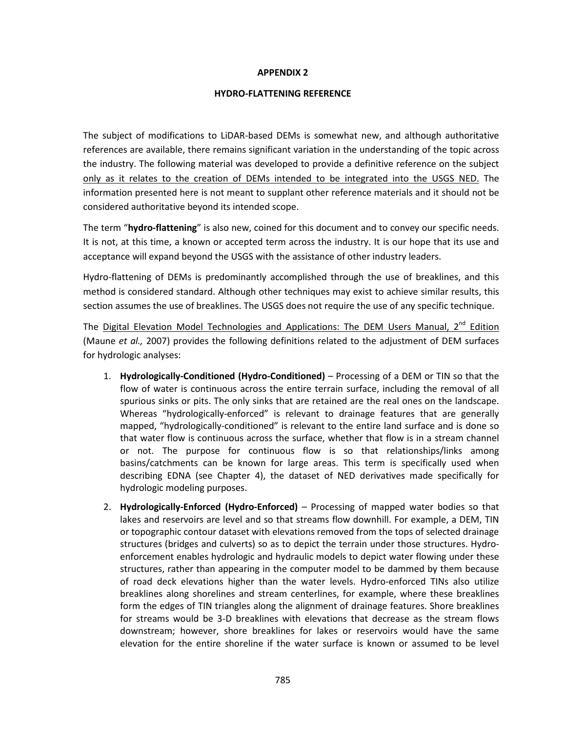**APPENDIX 2**

**HYDRO-FLATTENING REFERENCE**

The subject of modifications to LiDAR-based DEMs is somewhat new, and although authoritative references are available, there remains significant variation in the understanding of the topic across the industry. The following material was developed to provide a definitive reference on the subject only as it relates to the creation of DEMs intended to be integrated into the USGS NED. The information presented here is not meant to supplant other reference materials and it should not be considered authoritative beyond its intended scope.

The term "**hydro-flattening**" is also new, coined for this document and to convey our specific needs. It is not, at this time, a known or accepted term across the industry. It is our hope that its use and acceptance will expand beyond the USGS with the assistance of other industry leaders.

Hydro-flattening of DEMs is predominantly accomplished through the use of breaklines, and this method is considered standard. Although other techniques may exist to achieve similar results, this section assumes the use of breaklines. The USGS does not require the use of any specific technique.

The Digital Elevation Model Technologies and Applications: The DEM Users Manual, 2nd Edition (Maune *et al.,* 2007) provides the following definitions related to the adjustment of DEM surfaces for hydrologic analyses:

1. **Hydrologically-Conditioned (Hydro-Conditioned)** – Processing of a DEM or TIN so that the flow of water is continuous across the entire terrain surface, including the removal of all spurious sinks or pits. The only sinks that are retained are the real ones on the landscape. Whereas "hydrologically-enforced" is relevant to drainage features that are generally mapped, "hydrologically-conditioned" is relevant to the entire land surface and is done so that water flow is continuous across the surface, whether that flow is in a stream channel or not. The purpose for continuous flow is so that relationships/links among basins/catchments can be known for large areas. This term is specifically used when describing EDNA (see Chapter 4), the dataset of NED derivatives made specifically for hydrologic modeling purposes.
2. **Hydrologically-Enforced (Hydro-Enforced)** – Processing of mapped water bodies so that lakes and reservoirs are level and so that streams flow downhill. For example, a DEM, TIN or topographic contour dataset with elevations removed from the tops of selected drainage structures (bridges and culverts) so as to depict the terrain under those structures. Hydro-enforcement enables hydrologic and hydraulic models to depict water flowing under these structures, rather than appearing in the computer model to be dammed by them because of road deck elevations higher than the water levels. Hydro-enforced TINs also utilize breaklines along shorelines and stream centerlines, for example, where these breaklines form the edges of TIN triangles along the alignment of drainage features. Shore breaklines for streams would be 3-D breaklines with elevations that decrease as the stream flows downstream; however, shore breaklines for lakes or reservoirs would have the same elevation for the entire shoreline if the water surface is known or assumed to be level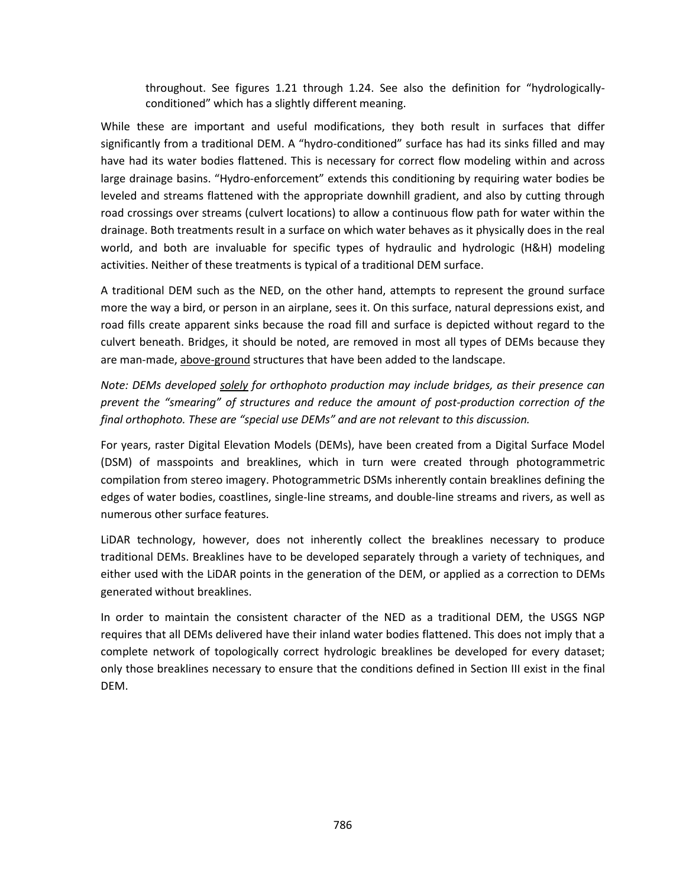throughout. See figures 1.21 through 1.24. See also the definition for "hydrologically-conditioned" which has a slightly different meaning.

While these are important and useful modifications, they both result in surfaces that differ significantly from a traditional DEM. A "hydro-conditioned" surface has had its sinks filled and may have had its water bodies flattened. This is necessary for correct flow modeling within and across large drainage basins. "Hydro-enforcement" extends this conditioning by requiring water bodies be leveled and streams flattened with the appropriate downhill gradient, and also by cutting through road crossings over streams (culvert locations) to allow a continuous flow path for water within the drainage. Both treatments result in a surface on which water behaves as it physically does in the real world, and both are invaluable for specific types of hydraulic and hydrologic (H&H) modeling activities. Neither of these treatments is typical of a traditional DEM surface.

A traditional DEM such as the NED, on the other hand, attempts to represent the ground surface more the way a bird, or person in an airplane, sees it. On this surface, natural depressions exist, and road fills create apparent sinks because the road fill and surface is depicted without regard to the culvert beneath. Bridges, it should be noted, are removed in most all types of DEMs because they are man-made, <u>above-ground</u> structures that have been added to the landscape.

*Note: DEMs developed <u>solely</u> for orthophoto production may include bridges, as their presence can prevent the "smearing" of structures and reduce the amount of post-production correction of the final orthophoto. These are "special use DEMs" and are not relevant to this discussion.*

For years, raster Digital Elevation Models (DEMs), have been created from a Digital Surface Model (DSM) of masspoints and breaklines, which in turn were created through photogrammetric compilation from stereo imagery. Photogrammetric DSMs inherently contain breaklines defining the edges of water bodies, coastlines, single-line streams, and double-line streams and rivers, as well as numerous other surface features.

LiDAR technology, however, does not inherently collect the breaklines necessary to produce traditional DEMs. Breaklines have to be developed separately through a variety of techniques, and either used with the LiDAR points in the generation of the DEM, or applied as a correction to DEMs generated without breaklines.

In order to maintain the consistent character of the NED as a traditional DEM, the USGS NGP requires that all DEMs delivered have their inland water bodies flattened. This does not imply that a complete network of topologically correct hydrologic breaklines be developed for every dataset; only those breaklines necessary to ensure that the conditions defined in Section III exist in the final DEM.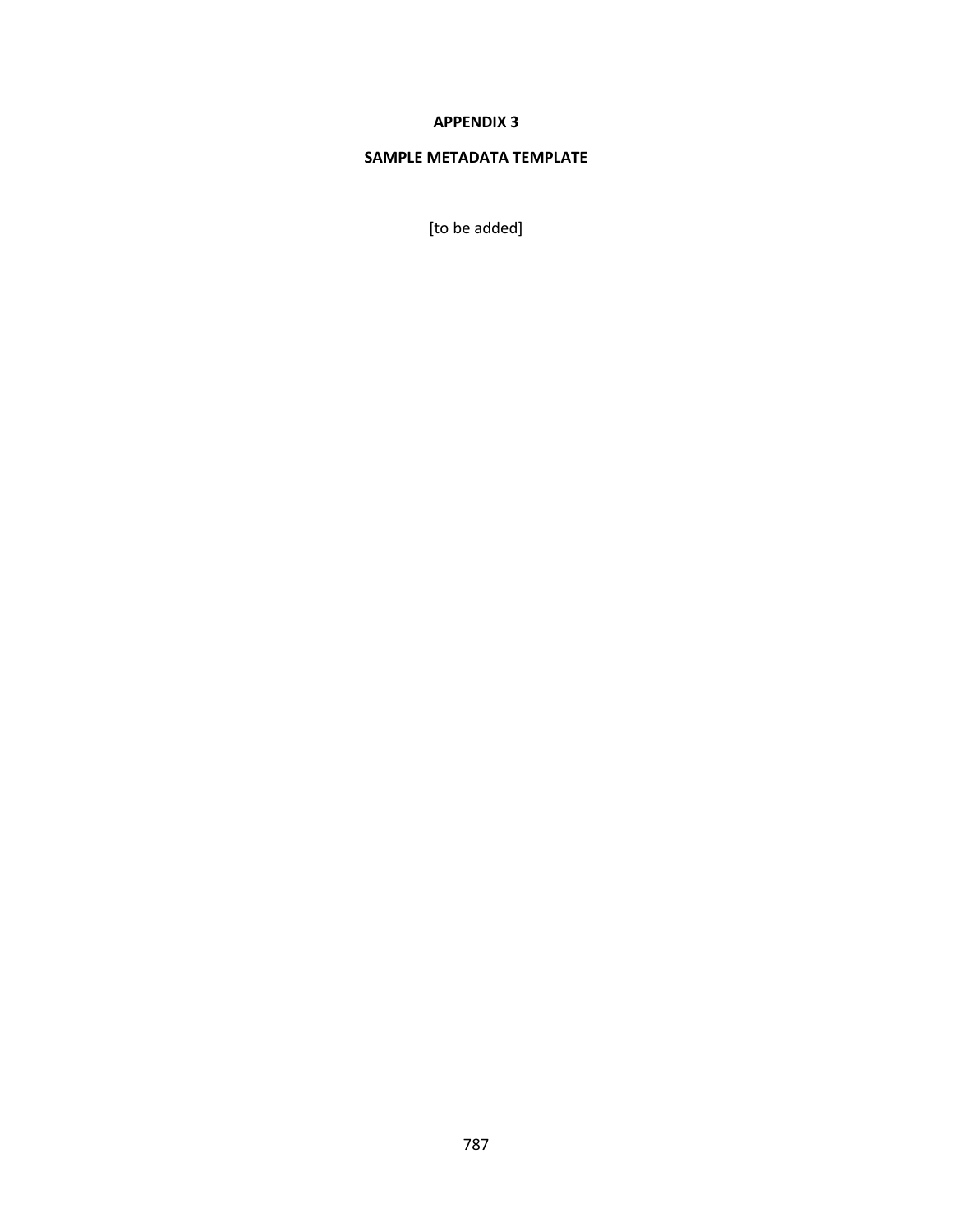# APPENDIX 3

## SAMPLE METADATA TEMPLATE

[to be added]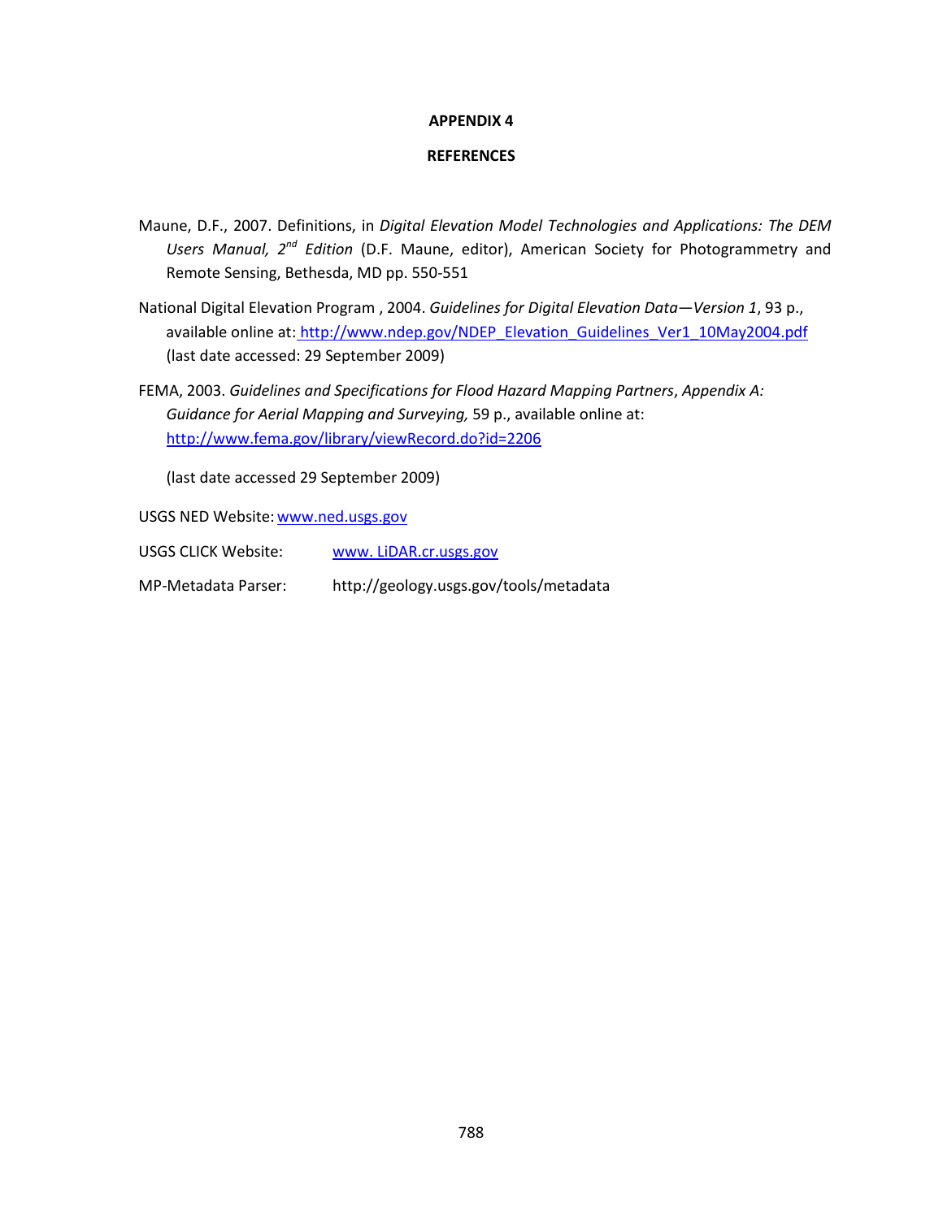# APPENDIX 4

## REFERENCES

Maune, D.F., 2007. Definitions, in *Digital Elevation Model Technologies and Applications: The DEM Users Manual, 2nd Edition* (D.F. Maune, editor), American Society for Photogrammetry and Remote Sensing, Bethesda, MD pp. 550-551

National Digital Elevation Program , 2004. *Guidelines for Digital Elevation Data—Version 1*, 93 p., available online at: http://www.ndep.gov/NDEP_Elevation_Guidelines_Ver1_10May2004.pdf (last date accessed: 29 September 2009)

FEMA, 2003. *Guidelines and Specifications for Flood Hazard Mapping Partners*, *Appendix A: Guidance for Aerial Mapping and Surveying,* 59 p., available online at: http://www.fema.gov/library/viewRecord.do?id=2206

(last date accessed 29 September 2009)

USGS NED Website: www.ned.usgs.gov

USGS CLICK Website: www. LiDAR.cr.usgs.gov

MP-Metadata Parser: http://geology.usgs.gov/tools/metadata